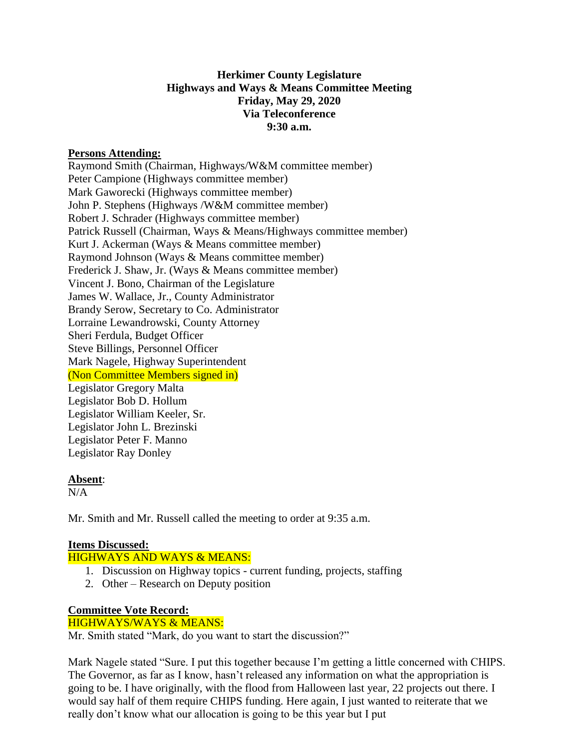**Herkimer County Legislature**
**Highways and Ways & Means Committee Meeting**
**Friday, May 29, 2020**
**Via Teleconference**
**9:30 a.m.**

**Persons Attending:**

Raymond Smith (Chairman, Highways/W&M committee member)
Peter Campione (Highways committee member)
Mark Gaworecki (Highways committee member)
John P. Stephens (Highways /W&M committee member)
Robert J. Schrader (Highways committee member)
Patrick Russell (Chairman, Ways & Means/Highways committee member)
Kurt J. Ackerman (Ways & Means committee member)
Raymond Johnson (Ways & Means committee member)
Frederick J. Shaw, Jr. (Ways & Means committee member)
Vincent J. Bono, Chairman of the Legislature
James W. Wallace, Jr., County Administrator
Brandy Serow, Secretary to Co. Administrator
Lorraine Lewandrowski, County Attorney
Sheri Ferdula, Budget Officer
Steve Billings, Personnel Officer
Mark Nagele, Highway Superintendent
(Non Committee Members signed in)
Legislator Gregory Malta
Legislator Bob D. Hollum
Legislator William Keeler, Sr.
Legislator John L. Brezinski
Legislator Peter F. Manno
Legislator Ray Donley

**Absent**:
N/A

Mr. Smith and Mr. Russell called the meeting to order at 9:35 a.m.

**Items Discussed:**

HIGHWAYS AND WAYS & MEANS:

1. Discussion on Highway topics - current funding, projects, staffing
2. Other – Research on Deputy position

**Committee Vote Record:**

HIGHWAYS/WAYS & MEANS:

Mr. Smith stated "Mark, do you want to start the discussion?"

Mark Nagele stated "Sure. I put this together because I'm getting a little concerned with CHIPS. The Governor, as far as I know, hasn't released any information on what the appropriation is going to be. I have originally, with the flood from Halloween last year, 22 projects out there. I would say half of them require CHIPS funding. Here again, I just wanted to reiterate that we really don't know what our allocation is going to be this year but I put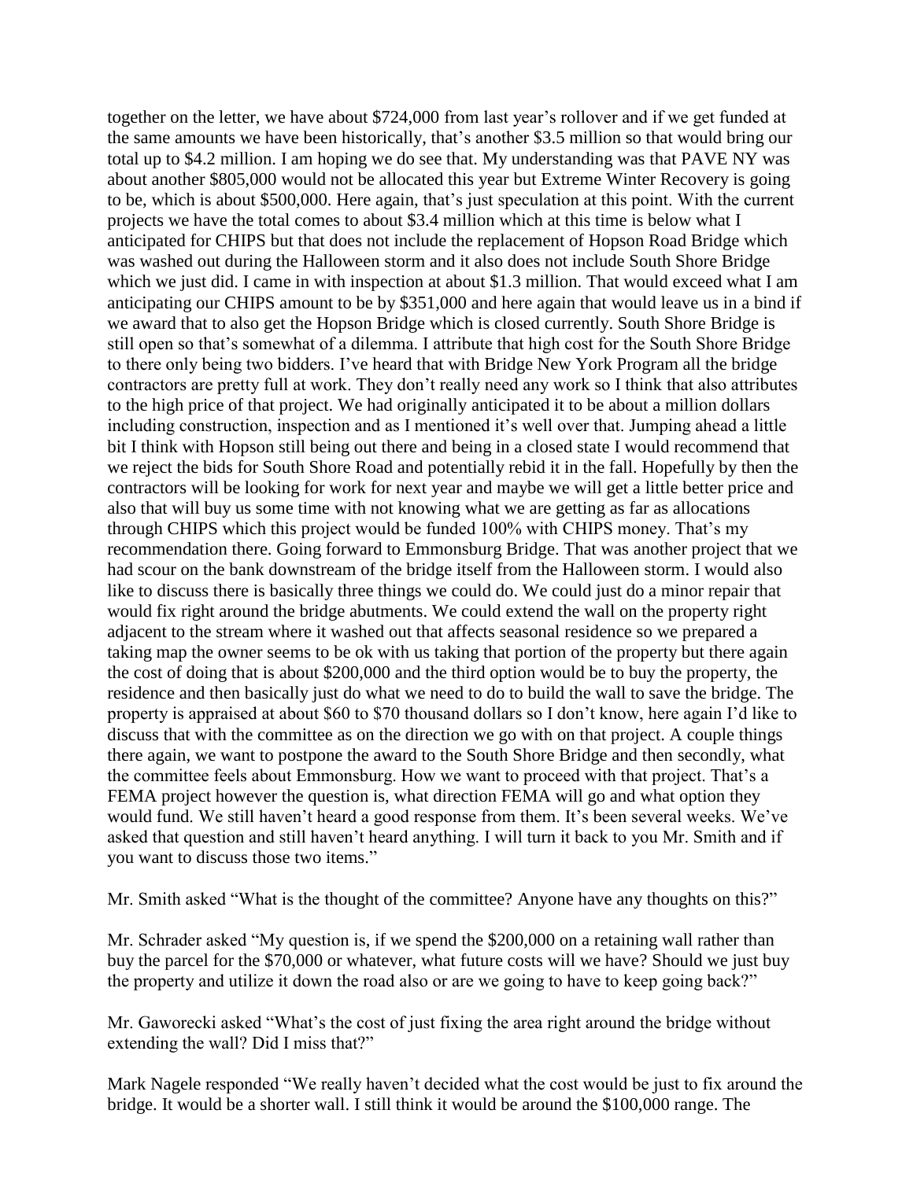together on the letter, we have about $724,000 from last year's rollover and if we get funded at the same amounts we have been historically, that's another $3.5 million so that would bring our total up to $4.2 million. I am hoping we do see that. My understanding was that PAVE NY was about another $805,000 would not be allocated this year but Extreme Winter Recovery is going to be, which is about $500,000. Here again, that's just speculation at this point. With the current projects we have the total comes to about $3.4 million which at this time is below what I anticipated for CHIPS but that does not include the replacement of Hopson Road Bridge which was washed out during the Halloween storm and it also does not include South Shore Bridge which we just did. I came in with inspection at about $1.3 million. That would exceed what I am anticipating our CHIPS amount to be by $351,000 and here again that would leave us in a bind if we award that to also get the Hopson Bridge which is closed currently. South Shore Bridge is still open so that's somewhat of a dilemma. I attribute that high cost for the South Shore Bridge to there only being two bidders. I've heard that with Bridge New York Program all the bridge contractors are pretty full at work. They don't really need any work so I think that also attributes to the high price of that project. We had originally anticipated it to be about a million dollars including construction, inspection and as I mentioned it's well over that. Jumping ahead a little bit I think with Hopson still being out there and being in a closed state I would recommend that we reject the bids for South Shore Road and potentially rebid it in the fall. Hopefully by then the contractors will be looking for work for next year and maybe we will get a little better price and also that will buy us some time with not knowing what we are getting as far as allocations through CHIPS which this project would be funded 100% with CHIPS money. That's my recommendation there. Going forward to Emmonsburg Bridge. That was another project that we had scour on the bank downstream of the bridge itself from the Halloween storm. I would also like to discuss there is basically three things we could do. We could just do a minor repair that would fix right around the bridge abutments. We could extend the wall on the property right adjacent to the stream where it washed out that affects seasonal residence so we prepared a taking map the owner seems to be ok with us taking that portion of the property but there again the cost of doing that is about $200,000 and the third option would be to buy the property, the residence and then basically just do what we need to do to build the wall to save the bridge. The property is appraised at about $60 to $70 thousand dollars so I don't know, here again I'd like to discuss that with the committee as on the direction we go with on that project. A couple things there again, we want to postpone the award to the South Shore Bridge and then secondly, what the committee feels about Emmonsburg. How we want to proceed with that project. That's a FEMA project however the question is, what direction FEMA will go and what option they would fund. We still haven't heard a good response from them. It's been several weeks. We've asked that question and still haven't heard anything. I will turn it back to you Mr. Smith and if you want to discuss those two items."

Mr. Smith asked "What is the thought of the committee? Anyone have any thoughts on this?"

Mr. Schrader asked "My question is, if we spend the $200,000 on a retaining wall rather than buy the parcel for the $70,000 or whatever, what future costs will we have? Should we just buy the property and utilize it down the road also or are we going to have to keep going back?"

Mr. Gaworecki asked "What's the cost of just fixing the area right around the bridge without extending the wall? Did I miss that?"

Mark Nagele responded "We really haven't decided what the cost would be just to fix around the bridge. It would be a shorter wall. I still think it would be around the $100,000 range. The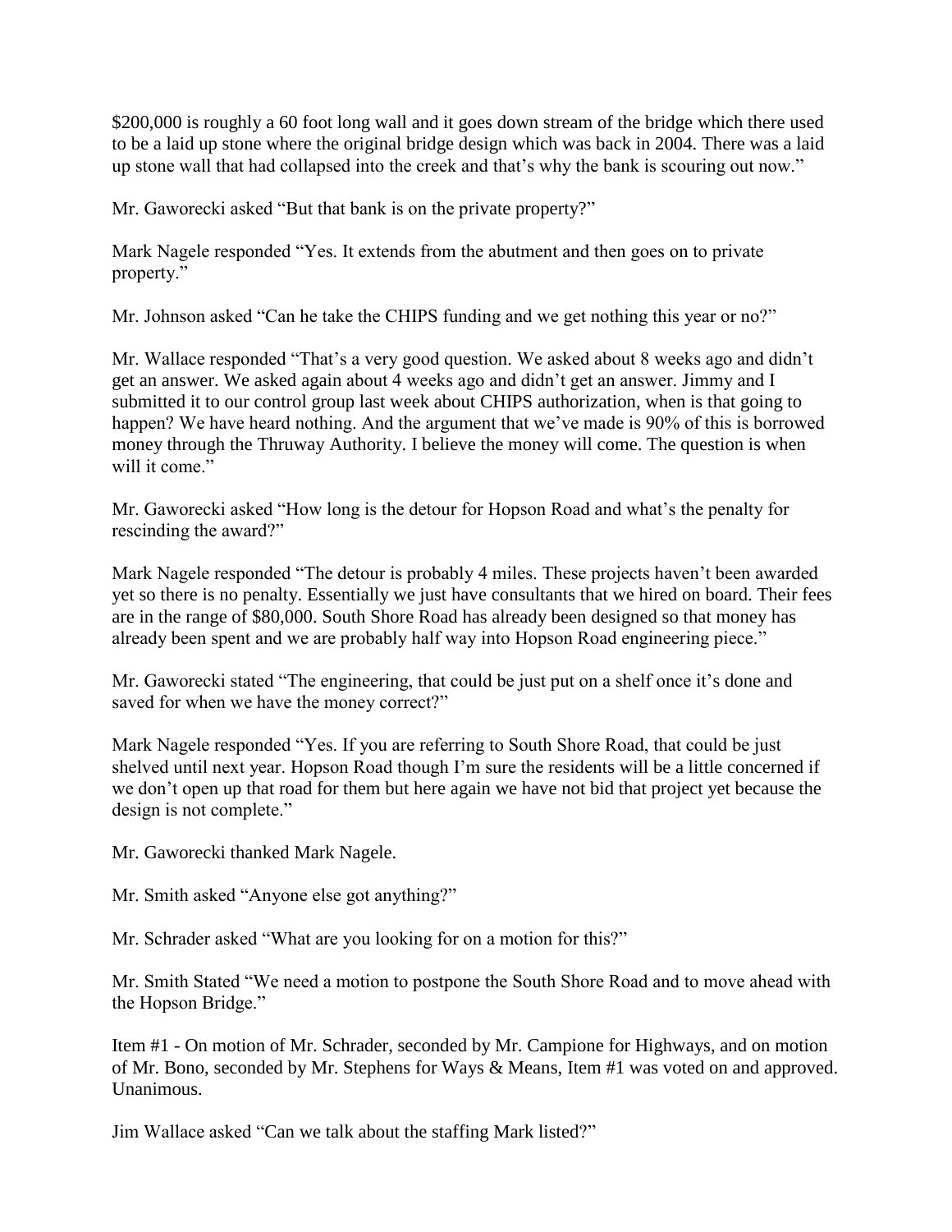$200,000 is roughly a 60 foot long wall and it goes down stream of the bridge which there used to be a laid up stone where the original bridge design which was back in 2004. There was a laid up stone wall that had collapsed into the creek and that's why the bank is scouring out now."

Mr. Gaworecki asked "But that bank is on the private property?"

Mark Nagele responded "Yes. It extends from the abutment and then goes on to private property."

Mr. Johnson asked "Can he take the CHIPS funding and we get nothing this year or no?"

Mr. Wallace responded "That's a very good question. We asked about 8 weeks ago and didn't get an answer. We asked again about 4 weeks ago and didn't get an answer. Jimmy and I submitted it to our control group last week about CHIPS authorization, when is that going to happen? We have heard nothing. And the argument that we've made is 90% of this is borrowed money through the Thruway Authority. I believe the money will come. The question is when will it come."

Mr. Gaworecki asked "How long is the detour for Hopson Road and what's the penalty for rescinding the award?"

Mark Nagele responded "The detour is probably 4 miles. These projects haven't been awarded yet so there is no penalty. Essentially we just have consultants that we hired on board. Their fees are in the range of $80,000. South Shore Road has already been designed so that money has already been spent and we are probably half way into Hopson Road engineering piece."

Mr. Gaworecki stated "The engineering, that could be just put on a shelf once it's done and saved for when we have the money correct?"

Mark Nagele responded "Yes. If you are referring to South Shore Road, that could be just shelved until next year. Hopson Road though I'm sure the residents will be a little concerned if we don't open up that road for them but here again we have not bid that project yet because the design is not complete."

Mr. Gaworecki thanked Mark Nagele.

Mr. Smith asked "Anyone else got anything?"

Mr. Schrader asked "What are you looking for on a motion for this?"

Mr. Smith Stated "We need a motion to postpone the South Shore Road and to move ahead with the Hopson Bridge."

Item #1 - On motion of Mr. Schrader, seconded by Mr. Campione for Highways, and on motion of Mr. Bono, seconded by Mr. Stephens for Ways & Means, Item #1 was voted on and approved. Unanimous.

Jim Wallace asked "Can we talk about the staffing Mark listed?"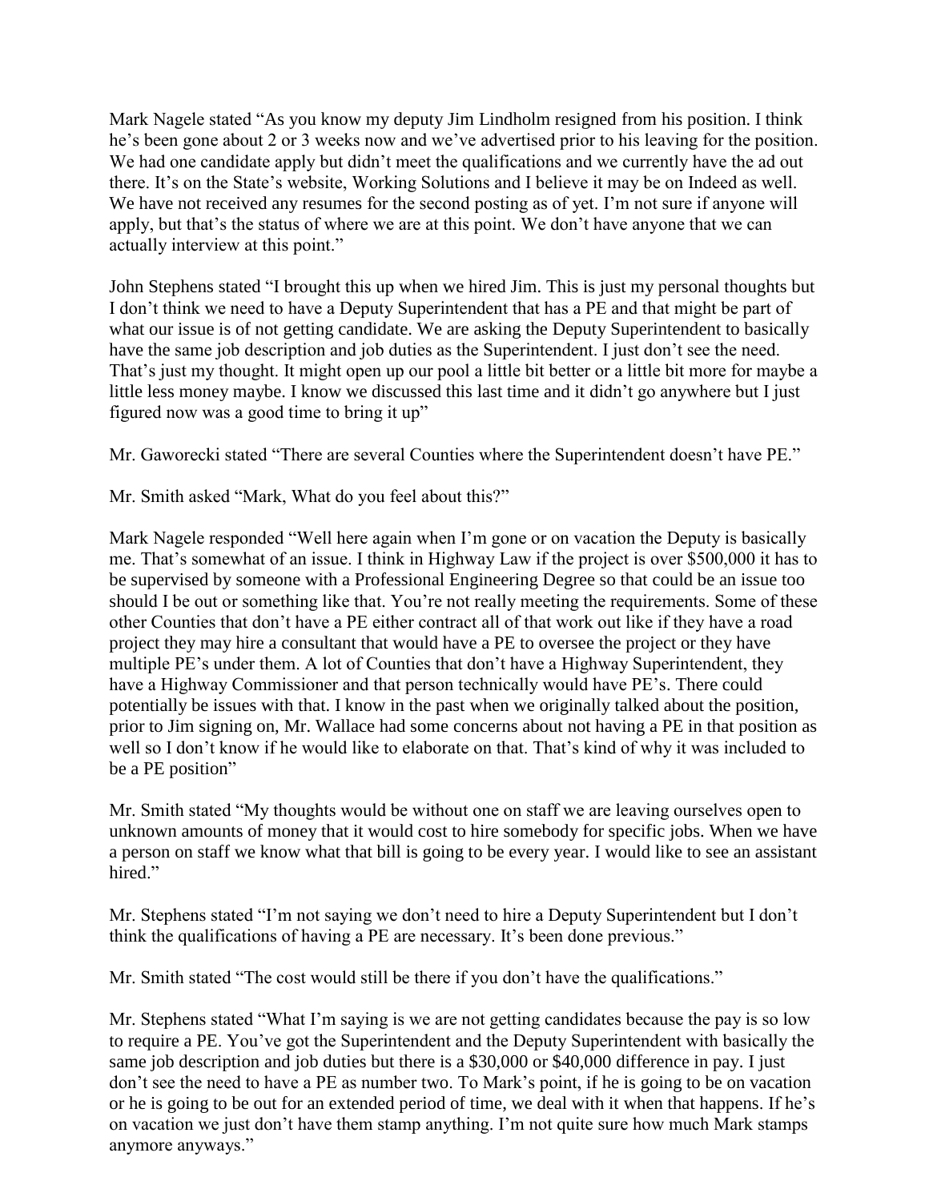Mark Nagele stated "As you know my deputy Jim Lindholm resigned from his position. I think he's been gone about 2 or 3 weeks now and we've advertised prior to his leaving for the position. We had one candidate apply but didn't meet the qualifications and we currently have the ad out there. It's on the State's website, Working Solutions and I believe it may be on Indeed as well. We have not received any resumes for the second posting as of yet. I'm not sure if anyone will apply, but that's the status of where we are at this point. We don't have anyone that we can actually interview at this point."

John Stephens stated "I brought this up when we hired Jim. This is just my personal thoughts but I don't think we need to have a Deputy Superintendent that has a PE and that might be part of what our issue is of not getting candidate. We are asking the Deputy Superintendent to basically have the same job description and job duties as the Superintendent. I just don't see the need. That's just my thought. It might open up our pool a little bit better or a little bit more for maybe a little less money maybe. I know we discussed this last time and it didn't go anywhere but I just figured now was a good time to bring it up"

Mr. Gaworecki stated "There are several Counties where the Superintendent doesn't have PE."

Mr. Smith asked "Mark, What do you feel about this?"

Mark Nagele responded "Well here again when I'm gone or on vacation the Deputy is basically me. That's somewhat of an issue. I think in Highway Law if the project is over $500,000 it has to be supervised by someone with a Professional Engineering Degree so that could be an issue too should I be out or something like that. You're not really meeting the requirements. Some of these other Counties that don't have a PE either contract all of that work out like if they have a road project they may hire a consultant that would have a PE to oversee the project or they have multiple PE's under them. A lot of Counties that don't have a Highway Superintendent, they have a Highway Commissioner and that person technically would have PE's. There could potentially be issues with that. I know in the past when we originally talked about the position, prior to Jim signing on, Mr. Wallace had some concerns about not having a PE in that position as well so I don't know if he would like to elaborate on that. That's kind of why it was included to be a PE position"

Mr. Smith stated "My thoughts would be without one on staff we are leaving ourselves open to unknown amounts of money that it would cost to hire somebody for specific jobs. When we have a person on staff we know what that bill is going to be every year. I would like to see an assistant hired."

Mr. Stephens stated "I'm not saying we don't need to hire a Deputy Superintendent but I don't think the qualifications of having a PE are necessary. It's been done previous."

Mr. Smith stated "The cost would still be there if you don't have the qualifications."

Mr. Stephens stated "What I'm saying is we are not getting candidates because the pay is so low to require a PE. You've got the Superintendent and the Deputy Superintendent with basically the same job description and job duties but there is a $30,000 or $40,000 difference in pay. I just don't see the need to have a PE as number two. To Mark's point, if he is going to be on vacation or he is going to be out for an extended period of time, we deal with it when that happens. If he's on vacation we just don't have them stamp anything. I'm not quite sure how much Mark stamps anymore anyways."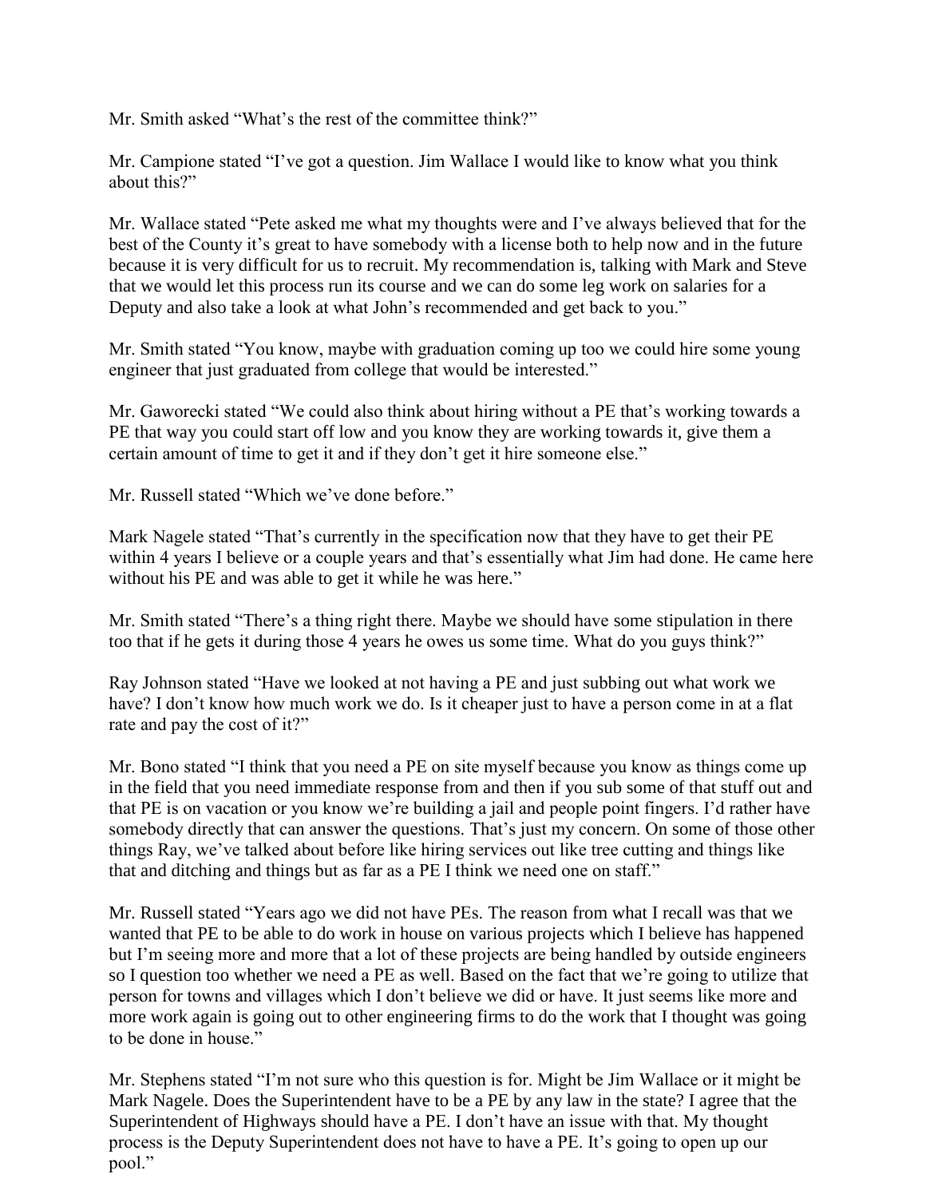Mr. Smith asked "What's the rest of the committee think?"

Mr. Campione stated "I've got a question. Jim Wallace I would like to know what you think about this?"

Mr. Wallace stated "Pete asked me what my thoughts were and I've always believed that for the best of the County it's great to have somebody with a license both to help now and in the future because it is very difficult for us to recruit. My recommendation is, talking with Mark and Steve that we would let this process run its course and we can do some leg work on salaries for a Deputy and also take a look at what John's recommended and get back to you."

Mr. Smith stated "You know, maybe with graduation coming up too we could hire some young engineer that just graduated from college that would be interested."

Mr. Gaworecki stated "We could also think about hiring without a PE that's working towards a PE that way you could start off low and you know they are working towards it, give them a certain amount of time to get it and if they don't get it hire someone else."

Mr. Russell stated "Which we've done before."

Mark Nagele stated "That's currently in the specification now that they have to get their PE within 4 years I believe or a couple years and that's essentially what Jim had done. He came here without his PE and was able to get it while he was here."

Mr. Smith stated "There's a thing right there. Maybe we should have some stipulation in there too that if he gets it during those 4 years he owes us some time. What do you guys think?"

Ray Johnson stated "Have we looked at not having a PE and just subbing out what work we have? I don't know how much work we do. Is it cheaper just to have a person come in at a flat rate and pay the cost of it?"

Mr. Bono stated "I think that you need a PE on site myself because you know as things come up in the field that you need immediate response from and then if you sub some of that stuff out and that PE is on vacation or you know we're building a jail and people point fingers. I'd rather have somebody directly that can answer the questions. That's just my concern. On some of those other things Ray, we've talked about before like hiring services out like tree cutting and things like that and ditching and things but as far as a PE I think we need one on staff."

Mr. Russell stated "Years ago we did not have PEs. The reason from what I recall was that we wanted that PE to be able to do work in house on various projects which I believe has happened but I'm seeing more and more that a lot of these projects are being handled by outside engineers so I question too whether we need a PE as well. Based on the fact that we're going to utilize that person for towns and villages which I don't believe we did or have. It just seems like more and more work again is going out to other engineering firms to do the work that I thought was going to be done in house."

Mr. Stephens stated "I'm not sure who this question is for. Might be Jim Wallace or it might be Mark Nagele. Does the Superintendent have to be a PE by any law in the state? I agree that the Superintendent of Highways should have a PE. I don't have an issue with that. My thought process is the Deputy Superintendent does not have to have a PE. It's going to open up our pool."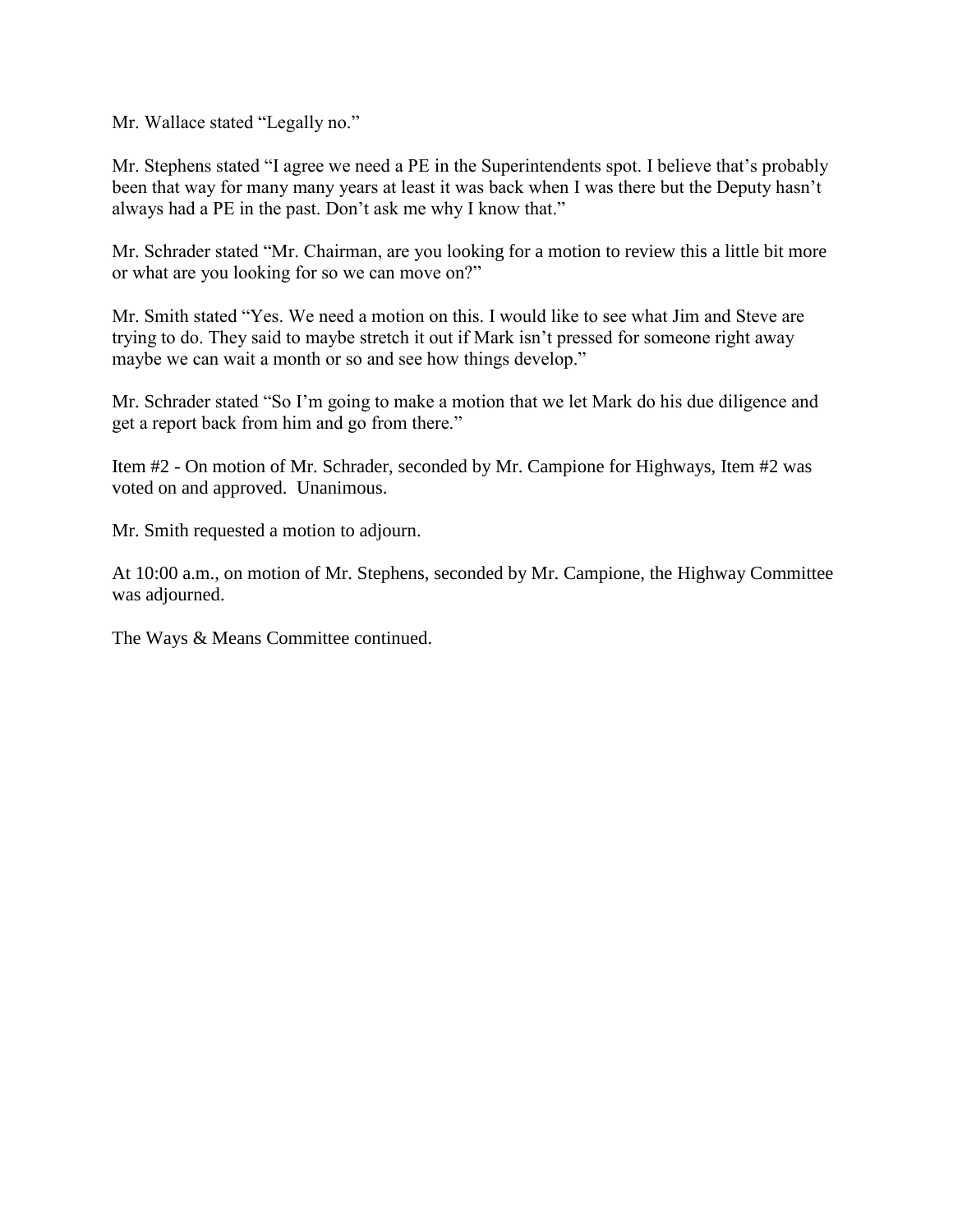Mr. Wallace stated “Legally no.”

Mr. Stephens stated “I agree we need a PE in the Superintendents spot. I believe that’s probably been that way for many many years at least it was back when I was there but the Deputy hasn’t always had a PE in the past. Don’t ask me why I know that.”

Mr. Schrader stated “Mr. Chairman, are you looking for a motion to review this a little bit more or what are you looking for so we can move on?”

Mr. Smith stated “Yes. We need a motion on this. I would like to see what Jim and Steve are trying to do. They said to maybe stretch it out if Mark isn’t pressed for someone right away maybe we can wait a month or so and see how things develop.”

Mr. Schrader stated “So I’m going to make a motion that we let Mark do his due diligence and get a report back from him and go from there.”

Item #2 - On motion of Mr. Schrader, seconded by Mr. Campione for Highways, Item #2 was voted on and approved. Unanimous.

Mr. Smith requested a motion to adjourn.

At 10:00 a.m., on motion of Mr. Stephens, seconded by Mr. Campione, the Highway Committee was adjourned.

The Ways & Means Committee continued.